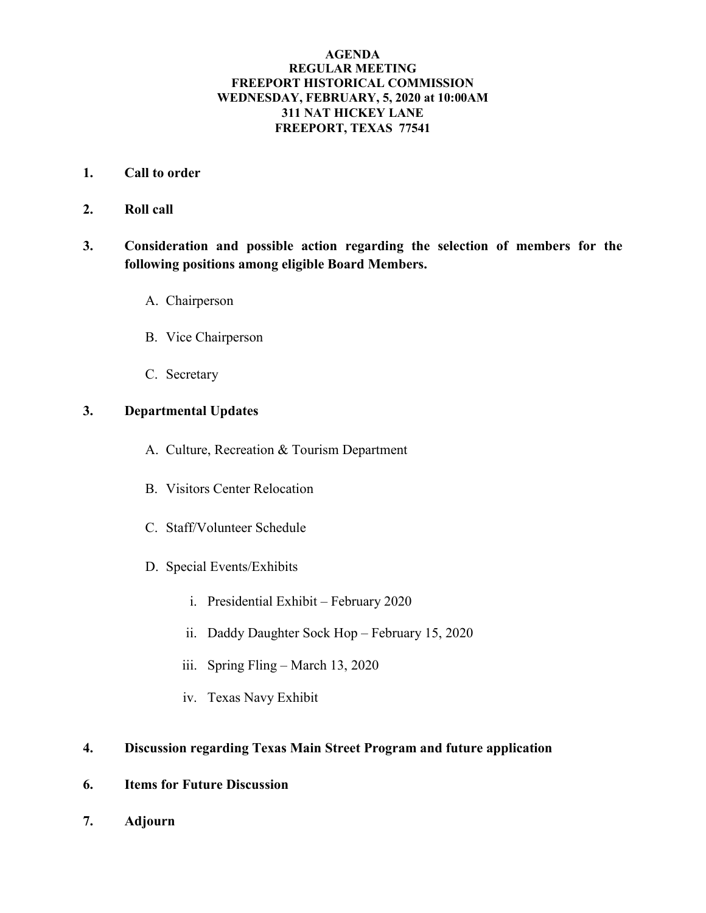**AGENDA**
**REGULAR MEETING**
**FREEPORT HISTORICAL COMMISSION**
**WEDNESDAY, FEBRUARY, 5, 2020 at 10:00AM**
**311 NAT HICKEY LANE**
**FREEPORT, TEXAS 77541**

**1. Call to order**

**2. Roll call**

**3. Consideration and possible action regarding the selection of members for the following positions among eligible Board Members.**

A. Chairperson

B. Vice Chairperson

C. Secretary

**3. Departmental Updates**

A. Culture, Recreation & Tourism Department

B. Visitors Center Relocation

C. Staff/Volunteer Schedule

D. Special Events/Exhibits

i. Presidential Exhibit – February 2020

ii. Daddy Daughter Sock Hop – February 15, 2020

iii. Spring Fling – March 13, 2020

iv. Texas Navy Exhibit

**4. Discussion regarding Texas Main Street Program and future application**

**6. Items for Future Discussion**

**7. Adjourn**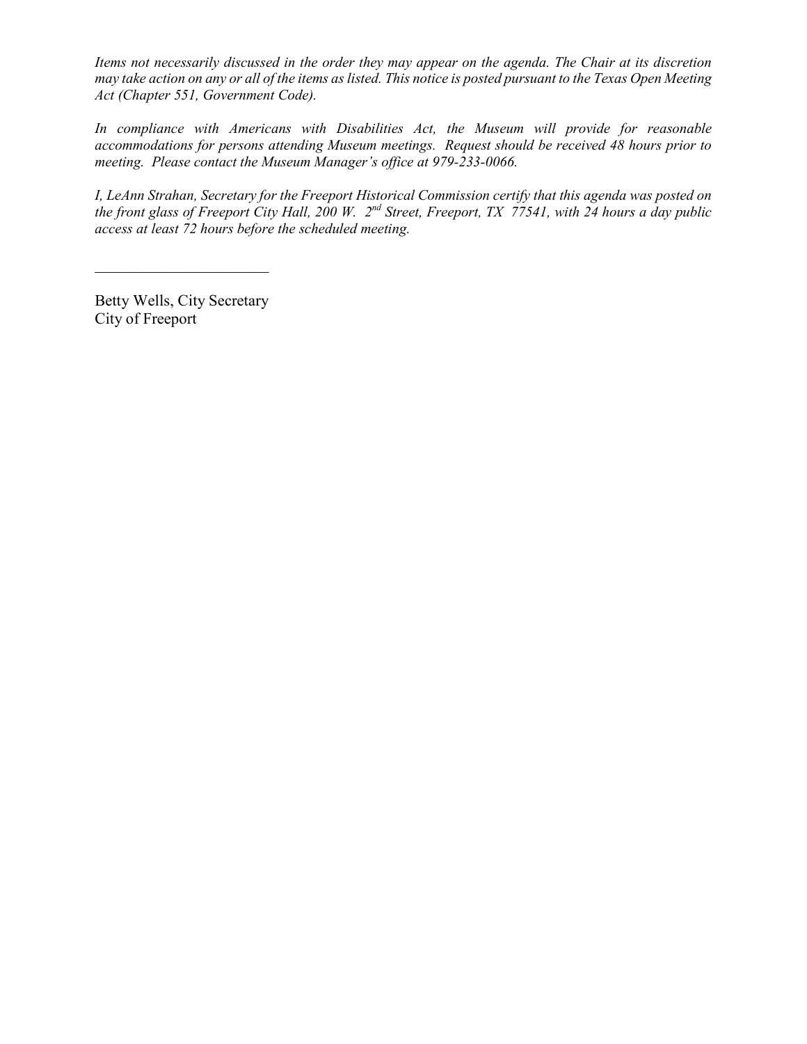*Items not necessarily discussed in the order they may appear on the agenda. The Chair at its discretion may take action on any or all of the items as listed. This notice is posted pursuant to the Texas Open Meeting Act (Chapter 551, Government Code).*

*In compliance with Americans with Disabilities Act, the Museum will provide for reasonable accommodations for persons attending Museum meetings. Request should be received 48 hours prior to meeting. Please contact the Museum Manager's office at 979-233-0066.*

*I, LeAnn Strahan, Secretary for the Freeport Historical Commission certify that this agenda was posted on the front glass of Freeport City Hall, 200 W. 2nd Street, Freeport, TX 77541, with 24 hours a day public access at least 72 hours before the scheduled meeting.*

\_\_\_\_\_\_\_\_\_\_\_\_\_\_\_\_\_\_\_\_\_\_\_\_

Betty Wells, City Secretary
City of Freeport